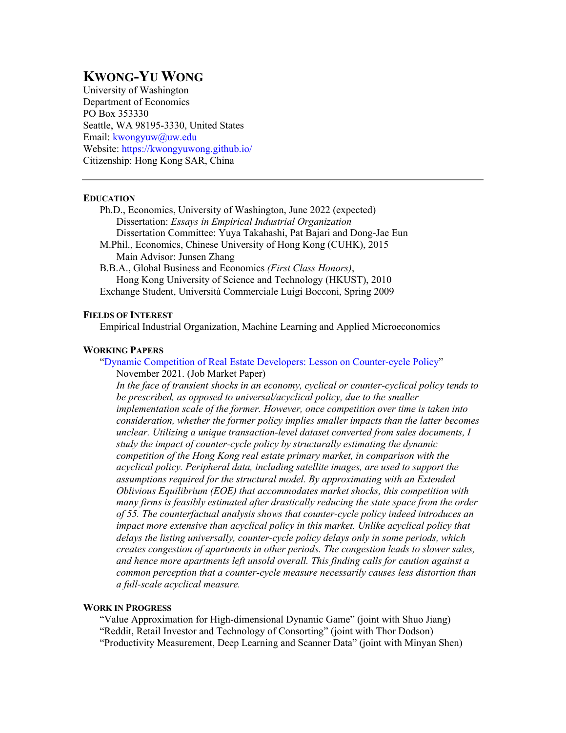# KWONG-YU WONG

University of Washington
Department of Economics
PO Box 353330
Seattle, WA 98195-3330, United States
Email: kwongyuw@uw.edu
Website: https://kwongyuwong.github.io/
Citizenship: Hong Kong SAR, China

---

## EDUCATION

Ph.D., Economics, University of Washington, June 2022 (expected)
Dissertation: *Essays in Empirical Industrial Organization*
Dissertation Committee: Yuya Takahashi, Pat Bajari and Dong-Jae Eun

M.Phil., Economics, Chinese University of Hong Kong (CUHK), 2015
Main Advisor: Junsen Zhang

B.B.A., Global Business and Economics *(First Class Honors)*,
Hong Kong University of Science and Technology (HKUST), 2010

Exchange Student, Università Commerciale Luigi Bocconi, Spring 2009

## FIELDS OF INTEREST

Empirical Industrial Organization, Machine Learning and Applied Microeconomics

## WORKING PAPERS

"Dynamic Competition of Real Estate Developers: Lesson on Counter-cycle Policy"
November 2021. (Job Market Paper)

*In the face of transient shocks in an economy, cyclical or counter-cyclical policy tends to be prescribed, as opposed to universal/acyclical policy, due to the smaller implementation scale of the former. However, once competition over time is taken into consideration, whether the former policy implies smaller impacts than the latter becomes unclear. Utilizing a unique transaction-level dataset converted from sales documents, I study the impact of counter-cycle policy by structurally estimating the dynamic competition of the Hong Kong real estate primary market, in comparison with the acyclical policy. Peripheral data, including satellite images, are used to support the assumptions required for the structural model. By approximating with an Extended Oblivious Equilibrium (EOE) that accommodates market shocks, this competition with many firms is feasibly estimated after drastically reducing the state space from the order of 55. The counterfactual analysis shows that counter-cycle policy indeed introduces an impact more extensive than acyclical policy in this market. Unlike acyclical policy that delays the listing universally, counter-cycle policy delays only in some periods, which creates congestion of apartments in other periods. The congestion leads to slower sales, and hence more apartments left unsold overall. This finding calls for caution against a common perception that a counter-cycle measure necessarily causes less distortion than a full-scale acyclical measure.*

## WORK IN PROGRESS

"Value Approximation for High-dimensional Dynamic Game" (joint with Shuo Jiang)
"Reddit, Retail Investor and Technology of Consorting" (joint with Thor Dodson)
"Productivity Measurement, Deep Learning and Scanner Data" (joint with Minyan Shen)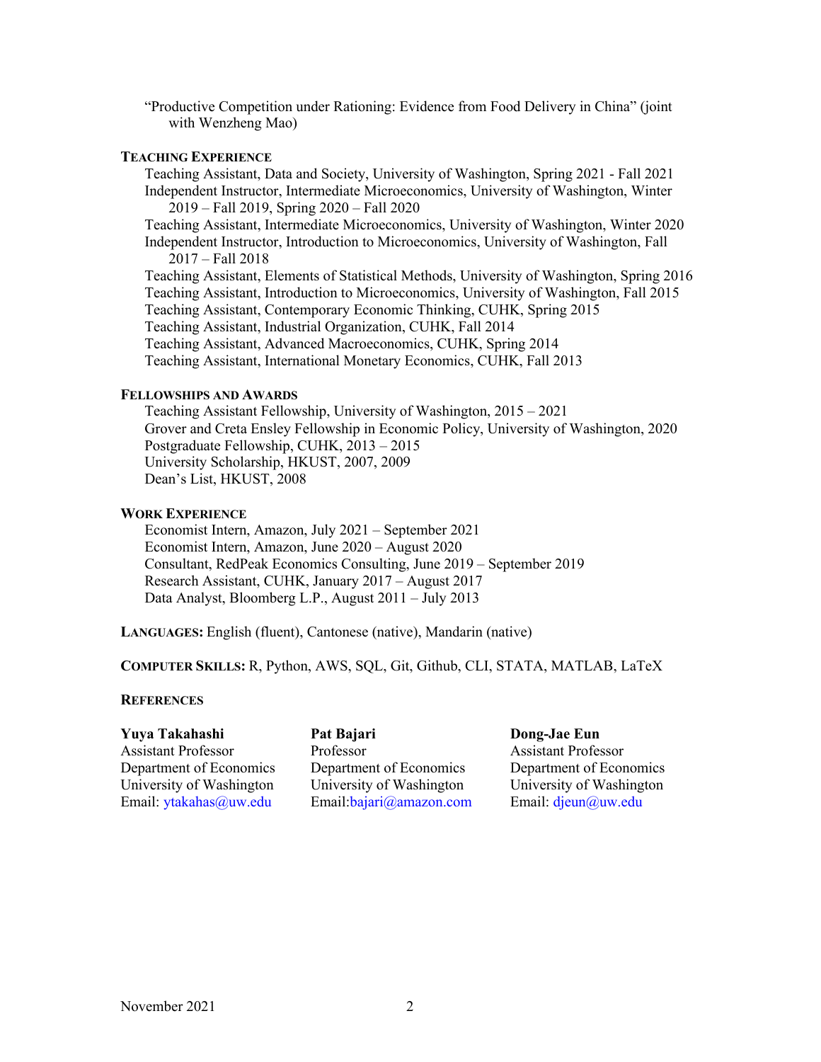"Productive Competition under Rationing: Evidence from Food Delivery in China" (joint with Wenzheng Mao)

## TEACHING EXPERIENCE

Teaching Assistant, Data and Society, University of Washington, Spring 2021 - Fall 2021
Independent Instructor, Intermediate Microeconomics, University of Washington, Winter 2019 – Fall 2019, Spring 2020 – Fall 2020
Teaching Assistant, Intermediate Microeconomics, University of Washington, Winter 2020
Independent Instructor, Introduction to Microeconomics, University of Washington, Fall 2017 – Fall 2018
Teaching Assistant, Elements of Statistical Methods, University of Washington, Spring 2016
Teaching Assistant, Introduction to Microeconomics, University of Washington, Fall 2015
Teaching Assistant, Contemporary Economic Thinking, CUHK, Spring 2015
Teaching Assistant, Industrial Organization, CUHK, Fall 2014
Teaching Assistant, Advanced Macroeconomics, CUHK, Spring 2014
Teaching Assistant, International Monetary Economics, CUHK, Fall 2013

## FELLOWSHIPS AND AWARDS

Teaching Assistant Fellowship, University of Washington, 2015 – 2021
Grover and Creta Ensley Fellowship in Economic Policy, University of Washington, 2020
Postgraduate Fellowship, CUHK, 2013 – 2015
University Scholarship, HKUST, 2007, 2009
Dean's List, HKUST, 2008

## WORK EXPERIENCE

Economist Intern, Amazon, July 2021 – September 2021
Economist Intern, Amazon, June 2020 – August 2020
Consultant, RedPeak Economics Consulting, June 2019 – September 2019
Research Assistant, CUHK, January 2017 – August 2017
Data Analyst, Bloomberg L.P., August 2011 – July 2013

**LANGUAGES:** English (fluent), Cantonese (native), Mandarin (native)

**COMPUTER SKILLS:** R, Python, AWS, SQL, Git, Github, CLI, STATA, MATLAB, LaTeX

## REFERENCES

**Yuya Takahashi**
Assistant Professor
Department of Economics
University of Washington
Email: ytakahas@uw.edu

**Pat Bajari**
Professor
Department of Economics
University of Washington
Email:bajari@amazon.com

**Dong-Jae Eun**
Assistant Professor
Department of Economics
University of Washington
Email: djeun@uw.edu

November 2021